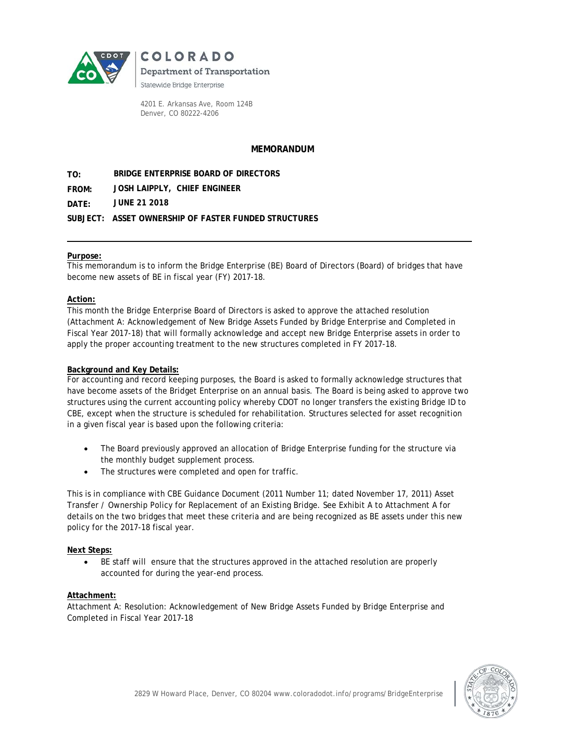COLORADO

Department of Transportation

Statewide Bridge Enterprise

4201 E. Arkansas Ave, Room 124B
Denver, CO 80222-4206

# MEMORANDUM

**TO:** BRIDGE ENTERPRISE BOARD OF DIRECTORS

**FROM:** JOSH LAIPPLY, CHIEF ENGINEER

**DATE:** JUNE 21 2018

**SUBJECT:** ASSET OWNERSHIP OF FASTER FUNDED STRUCTURES

---

**Purpose:**

This memorandum is to inform the Bridge Enterprise (BE) Board of Directors (Board) of bridges that have become new assets of BE in fiscal year (FY) 2017-18.

**Action:**

This month the Bridge Enterprise Board of Directors is asked to approve the attached resolution (Attachment A: Acknowledgement of New Bridge Assets Funded by Bridge Enterprise and Completed in Fiscal Year 2017-18) that will formally acknowledge and accept new Bridge Enterprise assets in order to apply the proper accounting treatment to the new structures completed in FY 2017-18.

**Background and Key Details:**

For accounting and record keeping purposes, the Board is asked to formally acknowledge structures that have become assets of the Bridget Enterprise on an annual basis. The Board is being asked to approve two structures using the current accounting policy whereby CDOT no longer transfers the existing Bridge ID to CBE, except when the structure is scheduled for rehabilitation. Structures selected for asset recognition in a given fiscal year is based upon the following criteria:

- The Board previously approved an allocation of Bridge Enterprise funding for the structure via the monthly budget supplement process.
- The structures were completed and open for traffic.

This is in compliance with CBE Guidance Document (2011 Number 11; dated November 17, 2011) Asset Transfer / Ownership Policy for Replacement of an Existing Bridge. See Exhibit A to Attachment A for details on the two bridges that meet these criteria and are being recognized as BE assets under this new policy for the 2017-18 fiscal year.

**Next Steps:**

- BE staff will ensure that the structures approved in the attached resolution are properly accounted for during the year-end process.

**Attachment:**

Attachment A: Resolution: Acknowledgement of New Bridge Assets Funded by Bridge Enterprise and Completed in Fiscal Year 2017-18

2829 W Howard Place, Denver, CO 80204 www.coloradodot.info/programs/BridgeEnterprise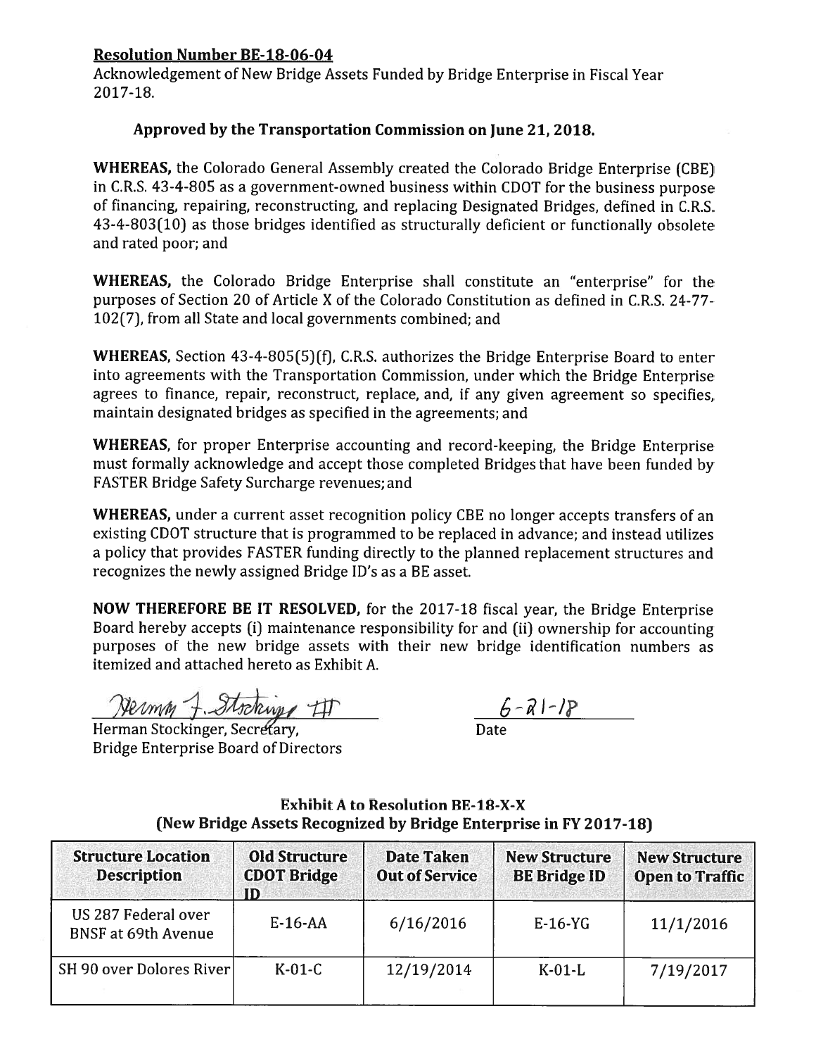**Resolution Number BE-18-06-04**

Acknowledgement of New Bridge Assets Funded by Bridge Enterprise in Fiscal Year 2017-18.

**Approved by the Transportation Commission on June 21, 2018.**

**WHEREAS,** the Colorado General Assembly created the Colorado Bridge Enterprise (CBE) in C.R.S. 43-4-805 as a government-owned business within CDOT for the business purpose of financing, repairing, reconstructing, and replacing Designated Bridges, defined in C.R.S. 43-4-803(10) as those bridges identified as structurally deficient or functionally obsolete and rated poor; and

**WHEREAS,** the Colorado Bridge Enterprise shall constitute an "enterprise" for the purposes of Section 20 of Article X of the Colorado Constitution as defined in C.R.S. 24-77-102(7), from all State and local governments combined; and

**WHEREAS,** Section 43-4-805(5)(f), C.R.S. authorizes the Bridge Enterprise Board to enter into agreements with the Transportation Commission, under which the Bridge Enterprise agrees to finance, repair, reconstruct, replace, and, if any given agreement so specifies, maintain designated bridges as specified in the agreements; and

**WHEREAS,** for proper Enterprise accounting and record-keeping, the Bridge Enterprise must formally acknowledge and accept those completed Bridges that have been funded by FASTER Bridge Safety Surcharge revenues; and

**WHEREAS,** under a current asset recognition policy CBE no longer accepts transfers of an existing CDOT structure that is programmed to be replaced in advance; and instead utilizes a policy that provides FASTER funding directly to the planned replacement structures and recognizes the newly assigned Bridge ID's as a BE asset.

**NOW THEREFORE BE IT RESOLVED,** for the 2017-18 fiscal year, the Bridge Enterprise Board hereby accepts (i) maintenance responsibility for and (ii) ownership for accounting purposes of the new bridge assets with their new bridge identification numbers as itemized and attached hereto as Exhibit A.

Herman F. Stockinger III

Herman Stockinger, Secretary,
Bridge Enterprise Board of Directors

6-21-18

Date

**Exhibit A to Resolution BE-18-X-X**
**(New Bridge Assets Recognized by Bridge Enterprise in FY 2017-18)**

| Structure Location Description | Old Structure CDOT Bridge ID | Date Taken Out of Service | New Structure BE Bridge ID | New Structure Open to Traffic |
|---|---|---|---|---|
| US 287 Federal over BNSF at 69th Avenue | E-16-AA | 6/16/2016 | E-16-YG | 11/1/2016 |
| SH 90 over Dolores River | K-01-C | 12/19/2014 | K-01-L | 7/19/2017 |